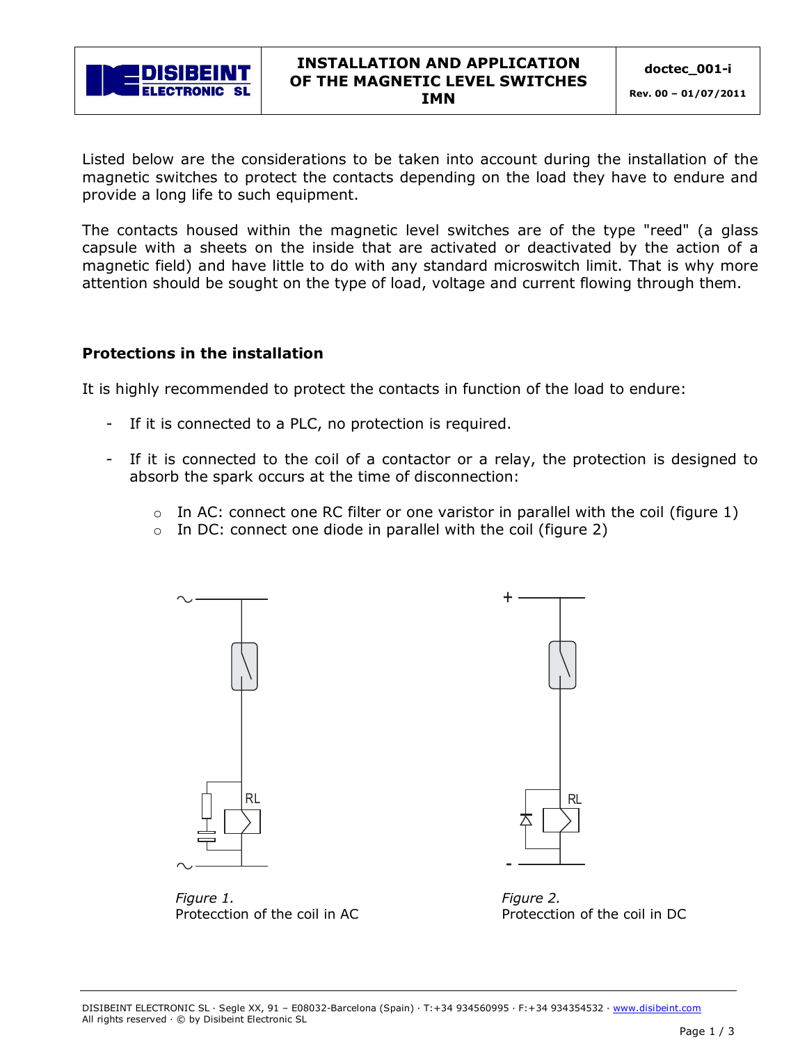| DISIBEINT ELECTRONIC SL | INSTALLATION AND APPLICATION OF THE MAGNETIC LEVEL SWITCHES IMN | doctec_001-i Rev. 00 – 01/07/2011 |
|---|---|---|

Listed below are the considerations to be taken into account during the installation of the magnetic switches to protect the contacts depending on the load they have to endure and provide a long life to such equipment.

The contacts housed within the magnetic level switches are of the type "reed" (a glass capsule with a sheets on the inside that are activated or deactivated by the action of a magnetic field) and have little to do with any standard microswitch limit. That is why more attention should be sought on the type of load, voltage and current flowing through them.

## Protections in the installation

It is highly recommended to protect the contacts in function of the load to endure:

- If it is connected to a PLC, no protection is required.
- If it is connected to the coil of a contactor or a relay, the protection is designed to absorb the spark occurs at the time of disconnection:
  - In AC: connect one RC filter or one varistor in parallel with the coil (figure 1)
  - In DC: connect one diode in parallel with the coil (figure 2)

*Figure 1.*
Protecction of the coil in AC

*Figure 2.*
Protecction of the coil in DC

DISIBEINT ELECTRONIC SL · Segle XX, 91 – E08032-Barcelona (Spain) · T:+34 934560995 · F:+34 934354532 · www.disibeint.com
All rights reserved · © by Disibeint Electronic SL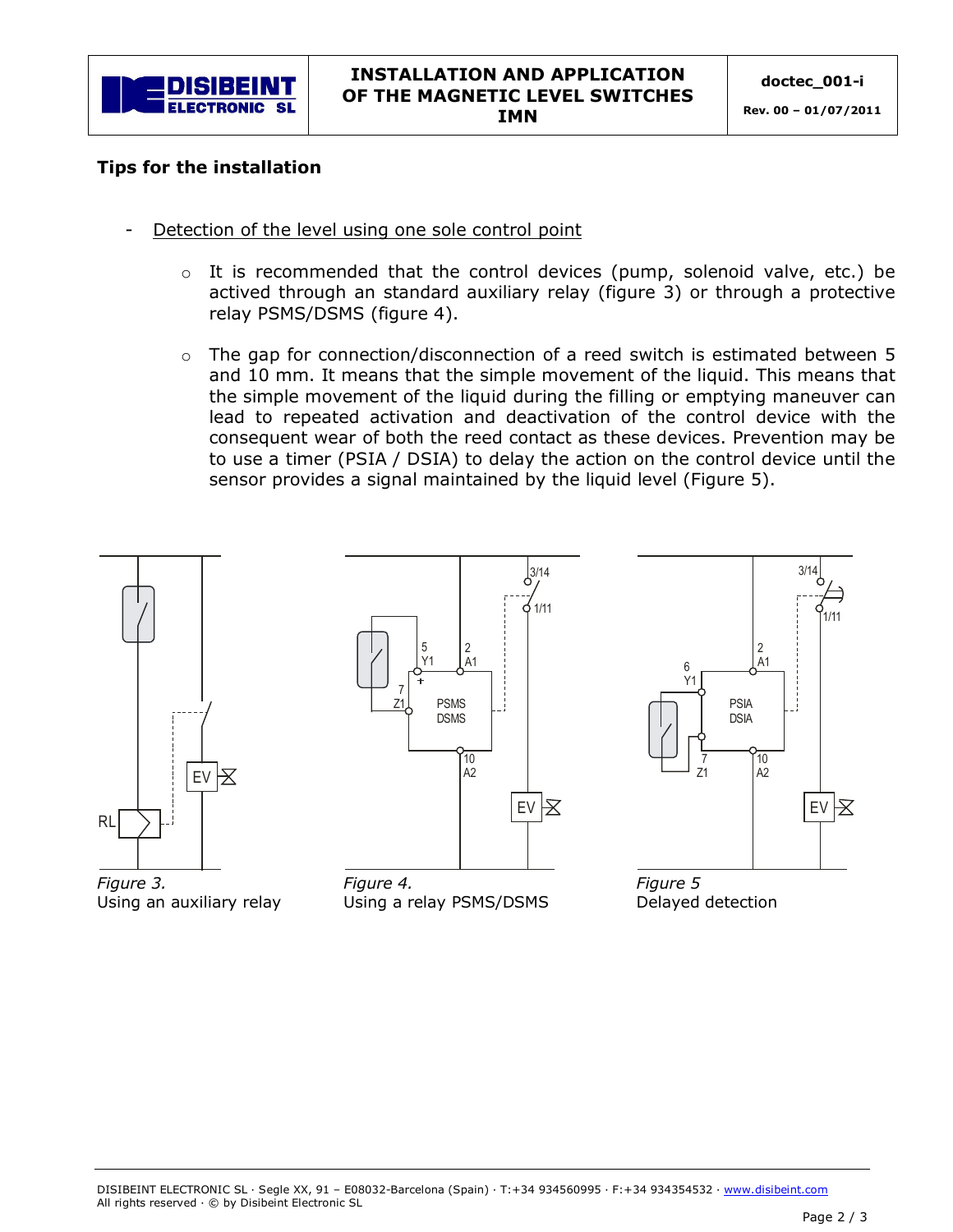## Tips for the installation

- Detection of the level using one sole control point

  - It is recommended that the control devices (pump, solenoid valve, etc.) be actived through an standard auxiliary relay (figure 3) or through a protective relay PSMS/DSMS (figure 4).

  - The gap for connection/disconnection of a reed switch is estimated between 5 and 10 mm. It means that the simple movement of the liquid. This means that the simple movement of the liquid during the filling or emptying maneuver can lead to repeated activation and deactivation of the control device with the consequent wear of both the reed contact as these devices. Prevention may be to use a timer (PSIA / DSIA) to delay the action on the control device until the sensor provides a signal maintained by the liquid level (Figure 5).

*Figure 3.*
Using an auxiliary relay

*Figure 4.*
Using a relay PSMS/DSMS

*Figure 5*
Delayed detection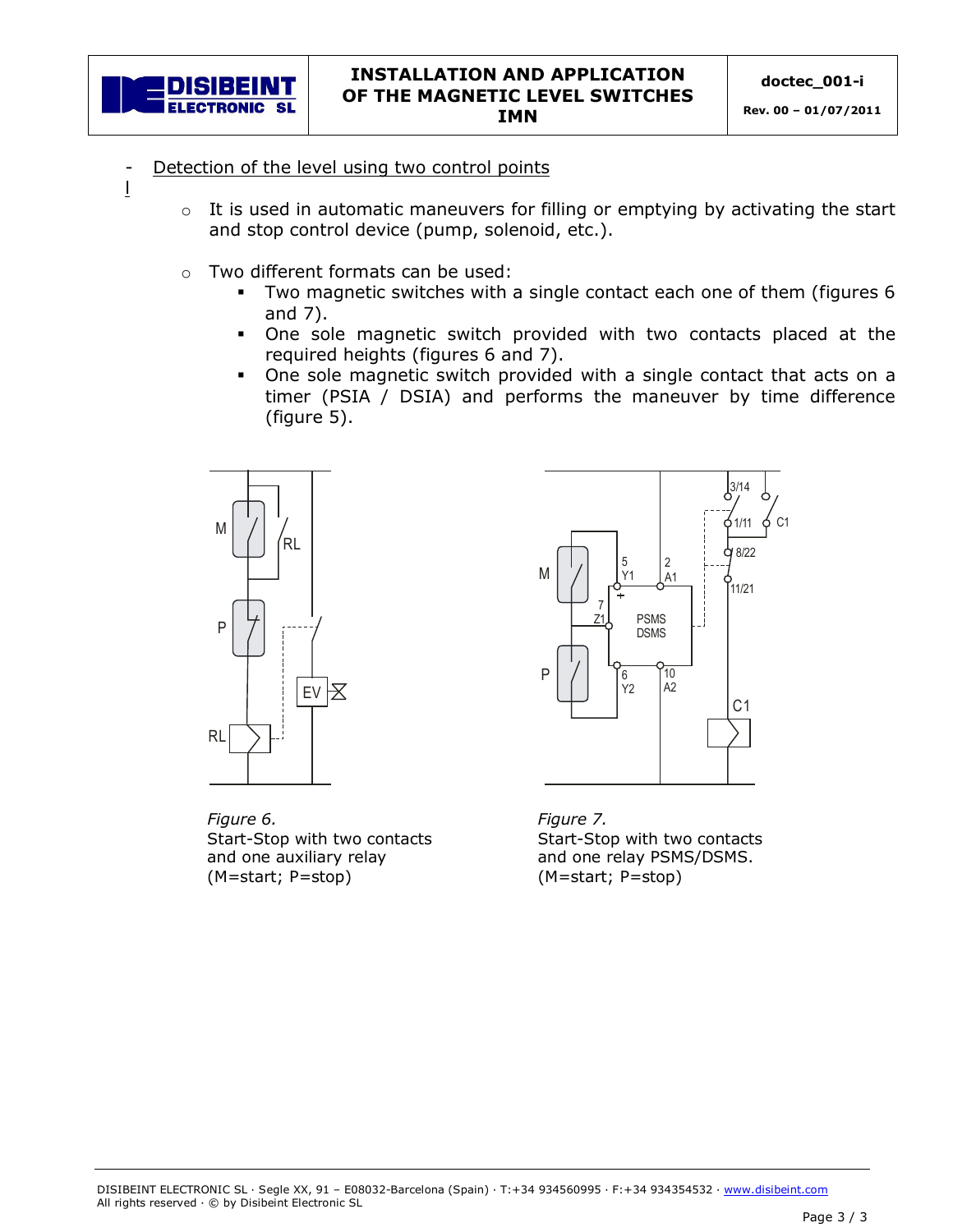- Detection of the level using two control points

  - It is used in automatic maneuvers for filling or emptying by activating the start and stop control device (pump, solenoid, etc.).

  - Two different formats can be used:
    - Two magnetic switches with a single contact each one of them (figures 6 and 7).
    - One sole magnetic switch provided with two contacts placed at the required heights (figures 6 and 7).
    - One sole magnetic switch provided with a single contact that acts on a timer (PSIA / DSIA) and performs the maneuver by time difference (figure 5).

M
RL
P
EV
RL

*Figure 6.*
Start-Stop with two contacts and one auxiliary relay (M=start; P=stop)

3/14
1/11
C1
8/22
11/21
M
5
Y1
2
A1
7
Z1
PSMS
DSMS
P
6
Y2
10
A2
C1

*Figure 7.*
Start-Stop with two contacts and one relay PSMS/DSMS. (M=start; P=stop)